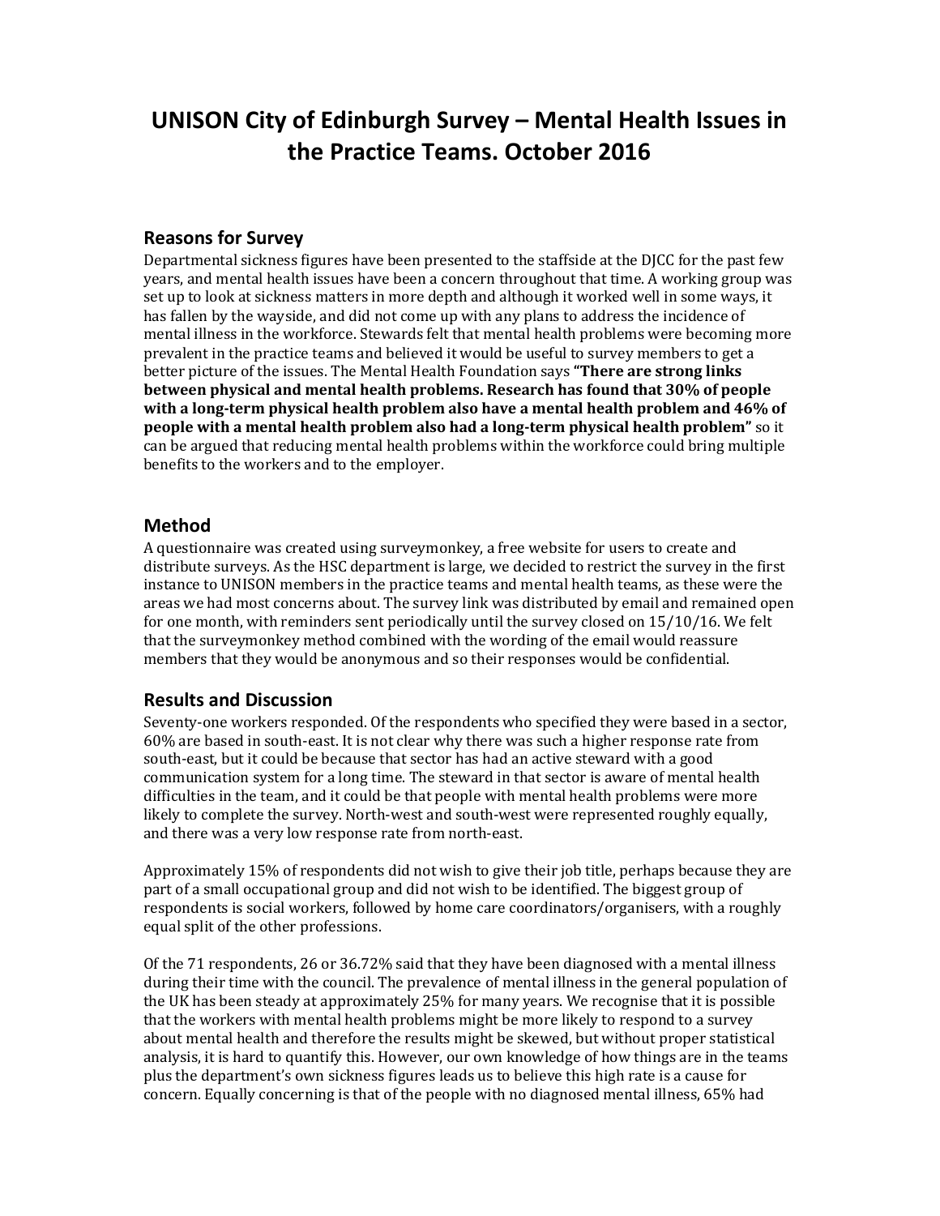# UNISON City of Edinburgh Survey – Mental Health Issues in the Practice Teams. October 2016

## Reasons for Survey

Departmental sickness figures have been presented to the staffside at the DJCC for the past few years, and mental health issues have been a concern throughout that time. A working group was set up to look at sickness matters in more depth and although it worked well in some ways, it has fallen by the wayside, and did not come up with any plans to address the incidence of mental illness in the workforce. Stewards felt that mental health problems were becoming more prevalent in the practice teams and believed it would be useful to survey members to get a better picture of the issues. The Mental Health Foundation says **"There are strong links between physical and mental health problems. Research has found that 30% of people with a long-term physical health problem also have a mental health problem and 46% of people with a mental health problem also had a long-term physical health problem"** so it can be argued that reducing mental health problems within the workforce could bring multiple benefits to the workers and to the employer.

## Method

A questionnaire was created using surveymonkey, a free website for users to create and distribute surveys. As the HSC department is large, we decided to restrict the survey in the first instance to UNISON members in the practice teams and mental health teams, as these were the areas we had most concerns about. The survey link was distributed by email and remained open for one month, with reminders sent periodically until the survey closed on 15/10/16. We felt that the surveymonkey method combined with the wording of the email would reassure members that they would be anonymous and so their responses would be confidential.

## Results and Discussion

Seventy-one workers responded. Of the respondents who specified they were based in a sector, 60% are based in south-east. It is not clear why there was such a higher response rate from south-east, but it could be because that sector has had an active steward with a good communication system for a long time. The steward in that sector is aware of mental health difficulties in the team, and it could be that people with mental health problems were more likely to complete the survey. North-west and south-west were represented roughly equally, and there was a very low response rate from north-east.

Approximately 15% of respondents did not wish to give their job title, perhaps because they are part of a small occupational group and did not wish to be identified. The biggest group of respondents is social workers, followed by home care coordinators/organisers, with a roughly equal split of the other professions.

Of the 71 respondents, 26 or 36.72% said that they have been diagnosed with a mental illness during their time with the council. The prevalence of mental illness in the general population of the UK has been steady at approximately 25% for many years. We recognise that it is possible that the workers with mental health problems might be more likely to respond to a survey about mental health and therefore the results might be skewed, but without proper statistical analysis, it is hard to quantify this. However, our own knowledge of how things are in the teams plus the department's own sickness figures leads us to believe this high rate is a cause for concern. Equally concerning is that of the people with no diagnosed mental illness, 65% had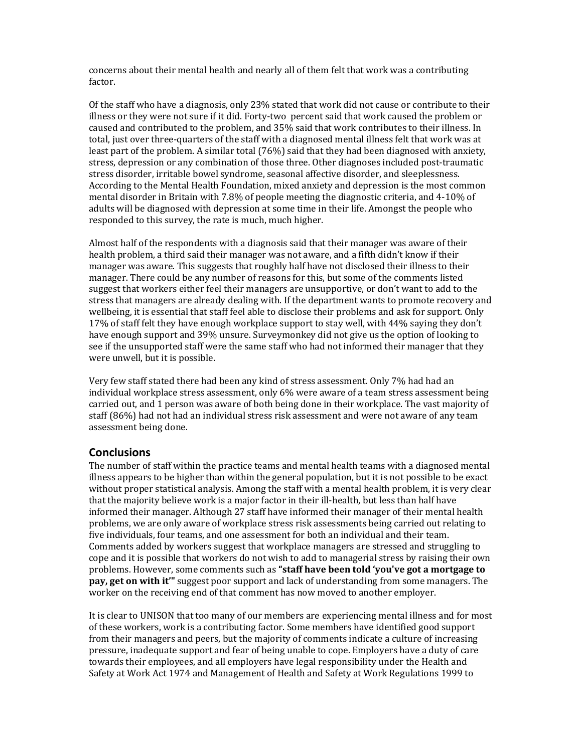concerns about their mental health and nearly all of them felt that work was a contributing factor.

Of the staff who have a diagnosis, only 23% stated that work did not cause or contribute to their illness or they were not sure if it did. Forty-two percent said that work caused the problem or caused and contributed to the problem, and 35% said that work contributes to their illness. In total, just over three-quarters of the staff with a diagnosed mental illness felt that work was at least part of the problem. A similar total (76%) said that they had been diagnosed with anxiety, stress, depression or any combination of those three. Other diagnoses included post-traumatic stress disorder, irritable bowel syndrome, seasonal affective disorder, and sleeplessness. According to the Mental Health Foundation, mixed anxiety and depression is the most common mental disorder in Britain with 7.8% of people meeting the diagnostic criteria, and 4-10% of adults will be diagnosed with depression at some time in their life. Amongst the people who responded to this survey, the rate is much, much higher.

Almost half of the respondents with a diagnosis said that their manager was aware of their health problem, a third said their manager was not aware, and a fifth didn't know if their manager was aware. This suggests that roughly half have not disclosed their illness to their manager. There could be any number of reasons for this, but some of the comments listed suggest that workers either feel their managers are unsupportive, or don't want to add to the stress that managers are already dealing with. If the department wants to promote recovery and wellbeing, it is essential that staff feel able to disclose their problems and ask for support. Only 17% of staff felt they have enough workplace support to stay well, with 44% saying they don't have enough support and 39% unsure. Surveymonkey did not give us the option of looking to see if the unsupported staff were the same staff who had not informed their manager that they were unwell, but it is possible.

Very few staff stated there had been any kind of stress assessment. Only 7% had had an individual workplace stress assessment, only 6% were aware of a team stress assessment being carried out, and 1 person was aware of both being done in their workplace. The vast majority of staff (86%) had not had an individual stress risk assessment and were not aware of any team assessment being done.

## Conclusions

The number of staff within the practice teams and mental health teams with a diagnosed mental illness appears to be higher than within the general population, but it is not possible to be exact without proper statistical analysis. Among the staff with a mental health problem, it is very clear that the majority believe work is a major factor in their ill-health, but less than half have informed their manager. Although 27 staff have informed their manager of their mental health problems, we are only aware of workplace stress risk assessments being carried out relating to five individuals, four teams, and one assessment for both an individual and their team. Comments added by workers suggest that workplace managers are stressed and struggling to cope and it is possible that workers do not wish to add to managerial stress by raising their own problems. However, some comments such as **"staff have been told 'you've got a mortgage to pay, get on with it'"** suggest poor support and lack of understanding from some managers. The worker on the receiving end of that comment has now moved to another employer.

It is clear to UNISON that too many of our members are experiencing mental illness and for most of these workers, work is a contributing factor. Some members have identified good support from their managers and peers, but the majority of comments indicate a culture of increasing pressure, inadequate support and fear of being unable to cope. Employers have a duty of care towards their employees, and all employers have legal responsibility under the Health and Safety at Work Act 1974 and Management of Health and Safety at Work Regulations 1999 to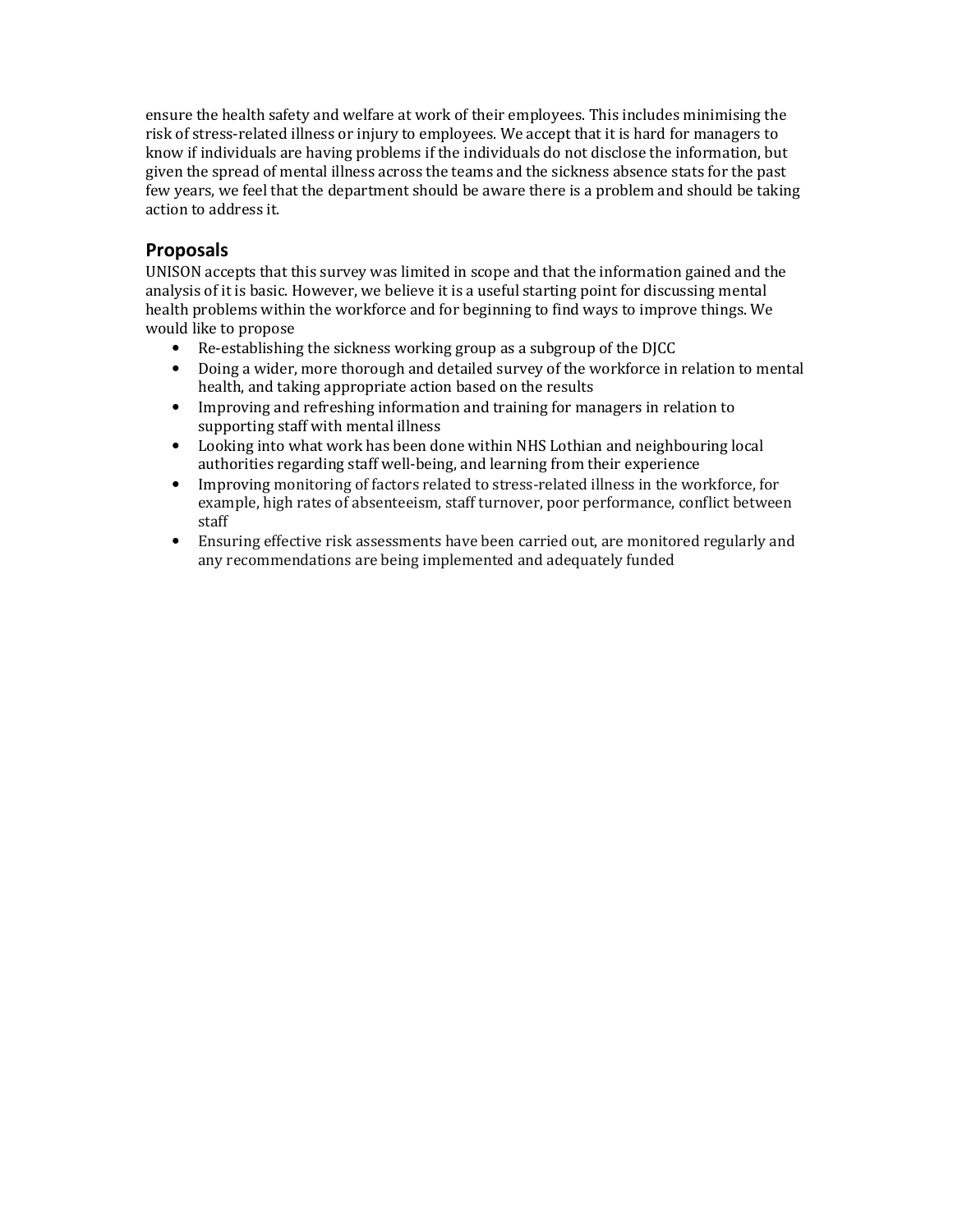ensure the health safety and welfare at work of their employees. This includes minimising the risk of stress-related illness or injury to employees. We accept that it is hard for managers to know if individuals are having problems if the individuals do not disclose the information, but given the spread of mental illness across the teams and the sickness absence stats for the past few years, we feel that the department should be aware there is a problem and should be taking action to address it.

## Proposals

UNISON accepts that this survey was limited in scope and that the information gained and the analysis of it is basic. However, we believe it is a useful starting point for discussing mental health problems within the workforce and for beginning to find ways to improve things. We would like to propose

- Re-establishing the sickness working group as a subgroup of the DJCC
- Doing a wider, more thorough and detailed survey of the workforce in relation to mental health, and taking appropriate action based on the results
- Improving and refreshing information and training for managers in relation to supporting staff with mental illness
- Looking into what work has been done within NHS Lothian and neighbouring local authorities regarding staff well-being, and learning from their experience
- Improving monitoring of factors related to stress-related illness in the workforce, for example, high rates of absenteeism, staff turnover, poor performance, conflict between staff
- Ensuring effective risk assessments have been carried out, are monitored regularly and any recommendations are being implemented and adequately funded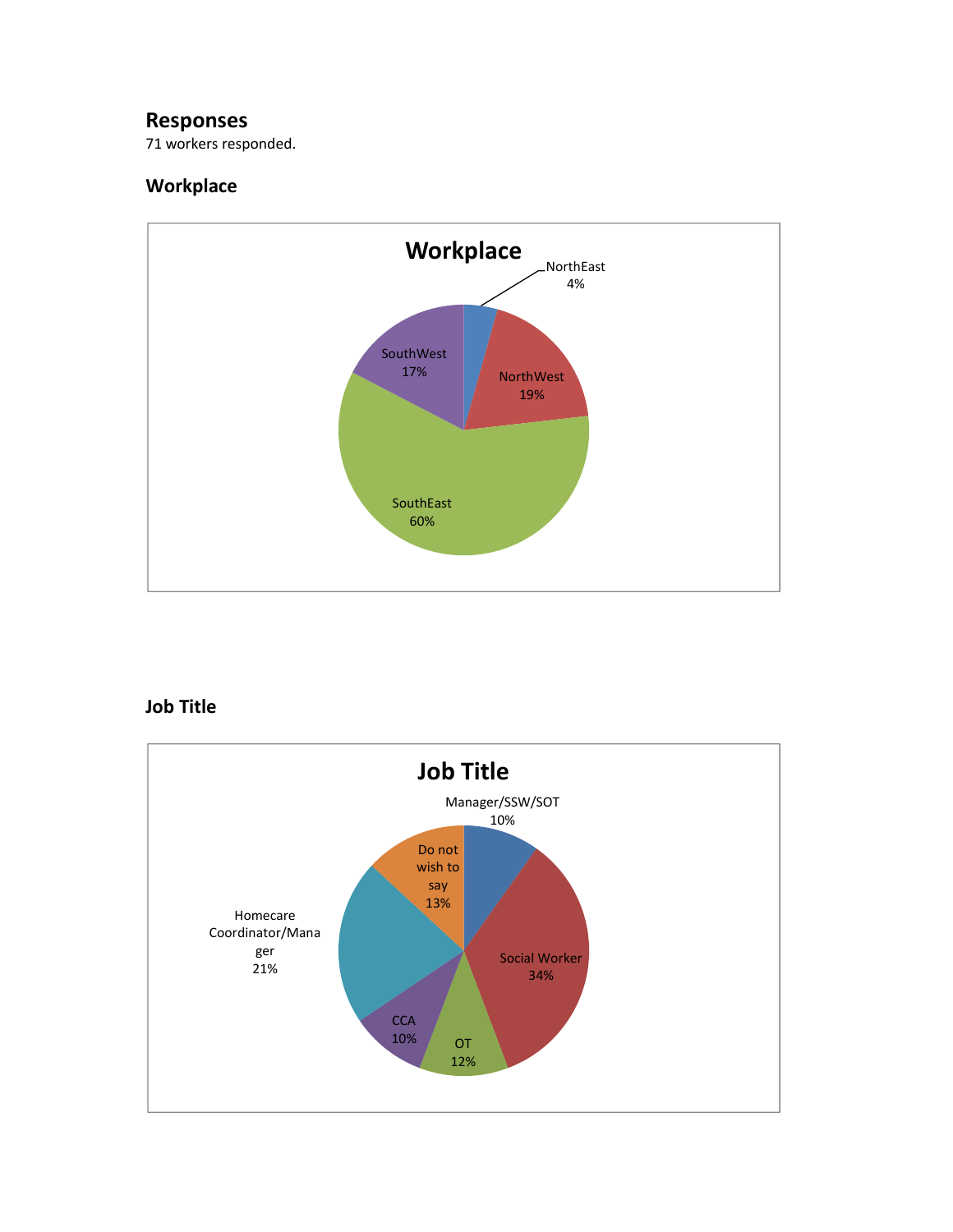## Responses

71 workers responded.

### Workplace

**Workplace**

- NorthEast 4%
- NorthWest 19%
- SouthEast 60%
- SouthWest 17%

### Job Title

**Job Title**

- Manager/SSW/SOT 10%
- Social Worker 34%
- OT 12%
- CCA 10%
- Homecare Coordinator/Manager 21%
- Do not wish to say 13%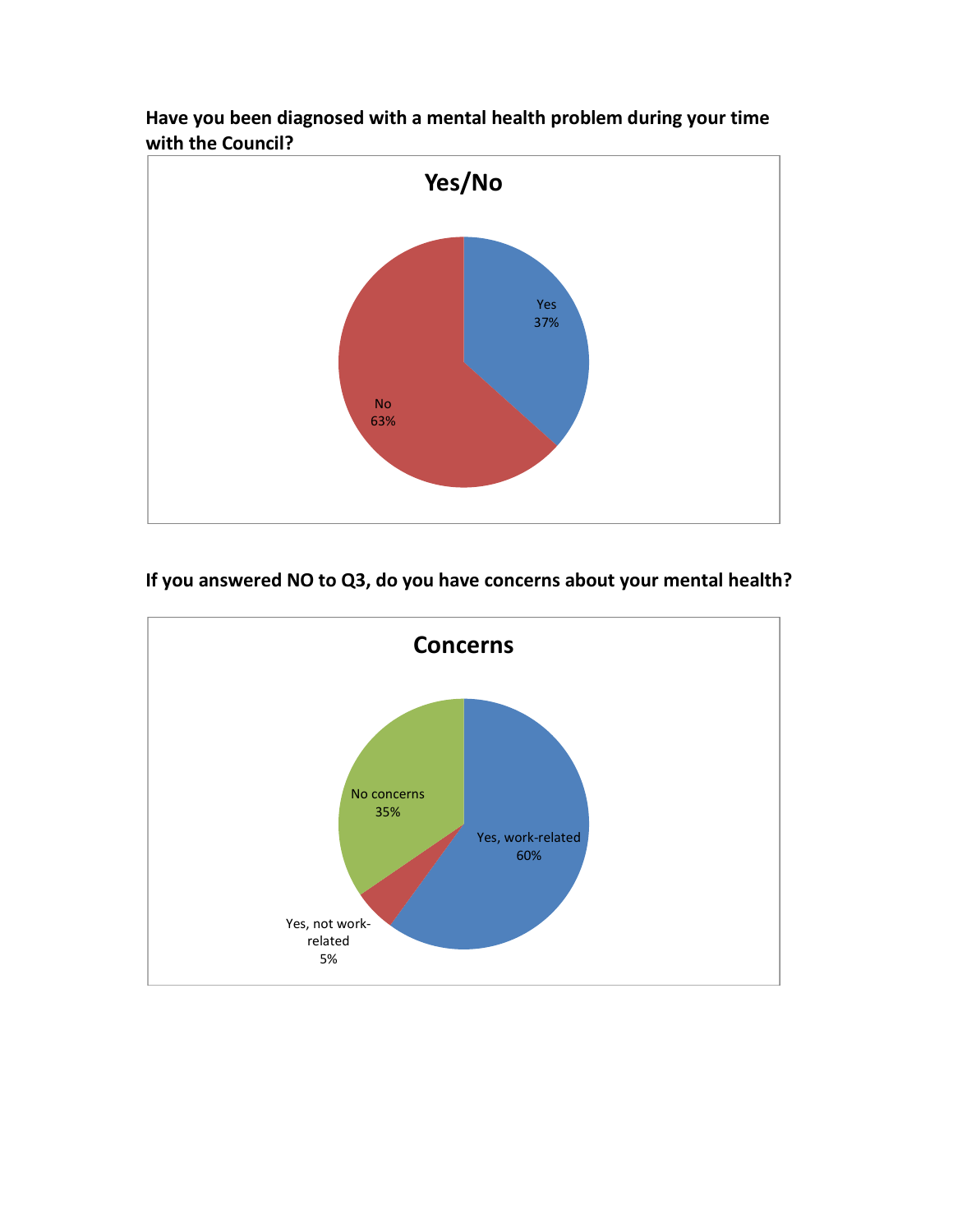**Have you been diagnosed with a mental health problem during your time with the Council?**

**Yes/No**

| Response | Percentage |
| --- | --- |
| Yes | 37% |
| No | 63% |

**If you answered NO to Q3, do you have concerns about your mental health?**

**Concerns**

| Response | Percentage |
| --- | --- |
| Yes, work-related | 60% |
| Yes, not work-related | 5% |
| No concerns | 35% |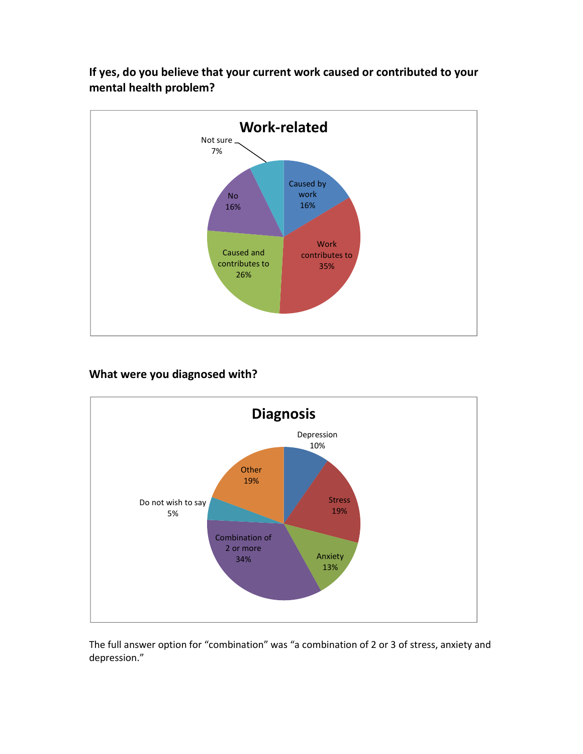**If yes, do you believe that your current work caused or contributed to your mental health problem?**

**Work-related**

| Response | Percentage |
| --- | --- |
| Caused by work | 16% |
| Work contributes to | 35% |
| Caused and contributes to | 26% |
| No | 16% |
| Not sure | 7% |

**What were you diagnosed with?**

**Diagnosis**

| Diagnosis | Percentage |
| --- | --- |
| Depression | 10% |
| Stress | 19% |
| Anxiety | 13% |
| Combination of 2 or more | 34% |
| Do not wish to say | 5% |
| Other | 19% |

The full answer option for "combination" was "a combination of 2 or 3 of stress, anxiety and depression."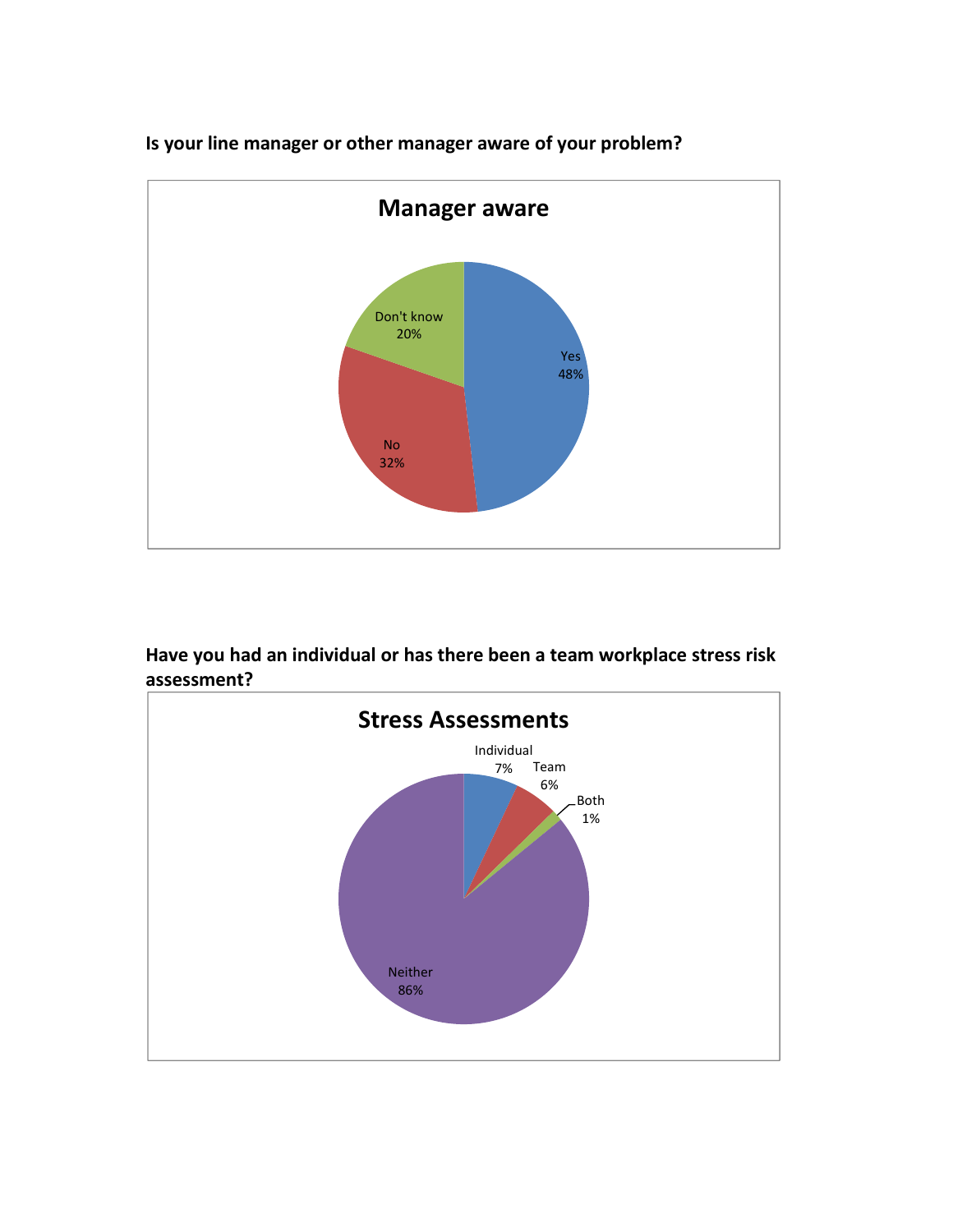**Is your line manager or other manager aware of your problem?**

**Manager aware**

| Response | Percentage |
|---|---|
| Yes | 48% |
| No | 32% |
| Don't know | 20% |

**Have you had an individual or has there been a team workplace stress risk assessment?**

**Stress Assessments**

| Response | Percentage |
|---|---|
| Individual | 7% |
| Team | 6% |
| Both | 1% |
| Neither | 86% |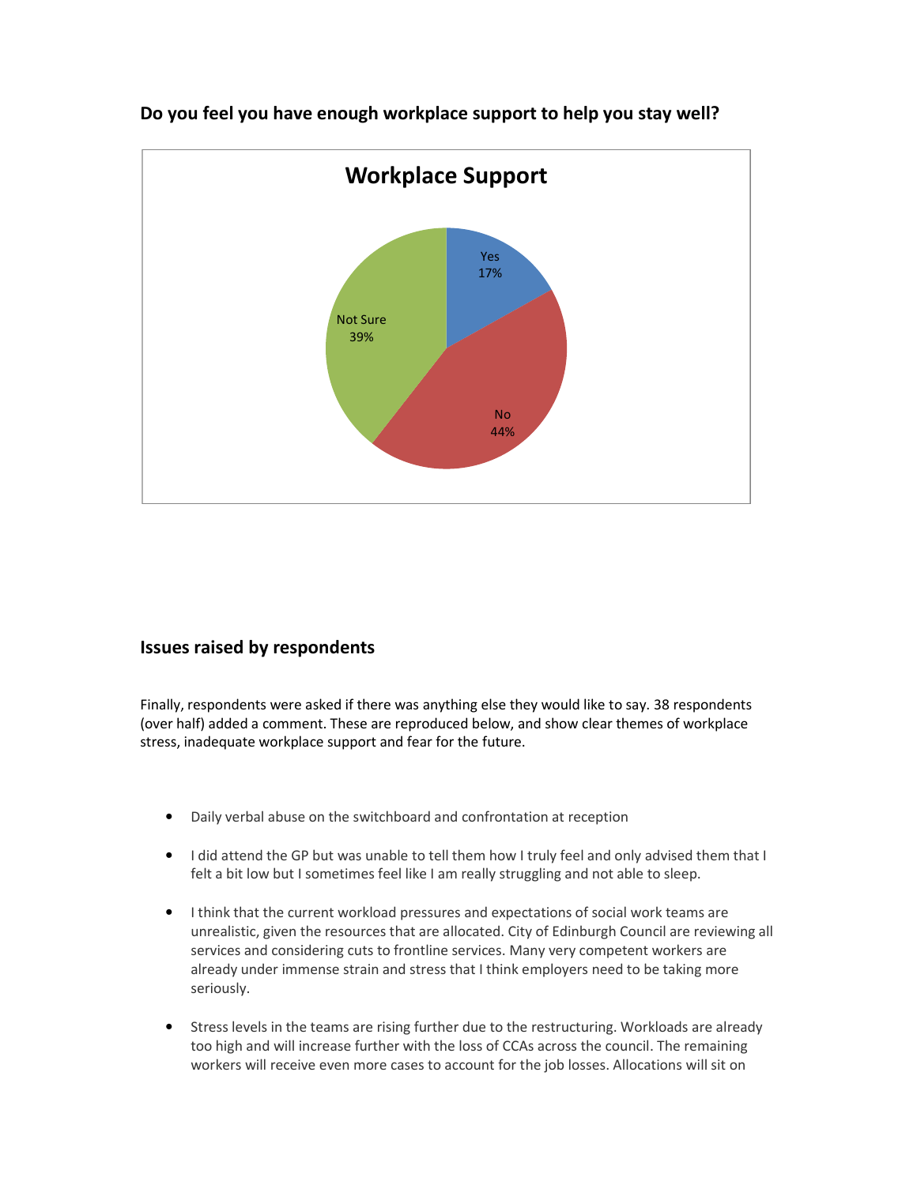### Do you feel you have enough workplace support to help you stay well?

**Workplace Support**

| Response | Percentage |
|---|---|
| Yes | 17% |
| No | 44% |
| Not Sure | 39% |

### Issues raised by respondents

Finally, respondents were asked if there was anything else they would like to say. 38 respondents (over half) added a comment. These are reproduced below, and show clear themes of workplace stress, inadequate workplace support and fear for the future.

- Daily verbal abuse on the switchboard and confrontation at reception
- I did attend the GP but was unable to tell them how I truly feel and only advised them that I felt a bit low but I sometimes feel like I am really struggling and not able to sleep.
- I think that the current workload pressures and expectations of social work teams are unrealistic, given the resources that are allocated. City of Edinburgh Council are reviewing all services and considering cuts to frontline services. Many very competent workers are already under immense strain and stress that I think employers need to be taking more seriously.
- Stress levels in the teams are rising further due to the restructuring. Workloads are already too high and will increase further with the loss of CCAs across the council. The remaining workers will receive even more cases to account for the job losses. Allocations will sit on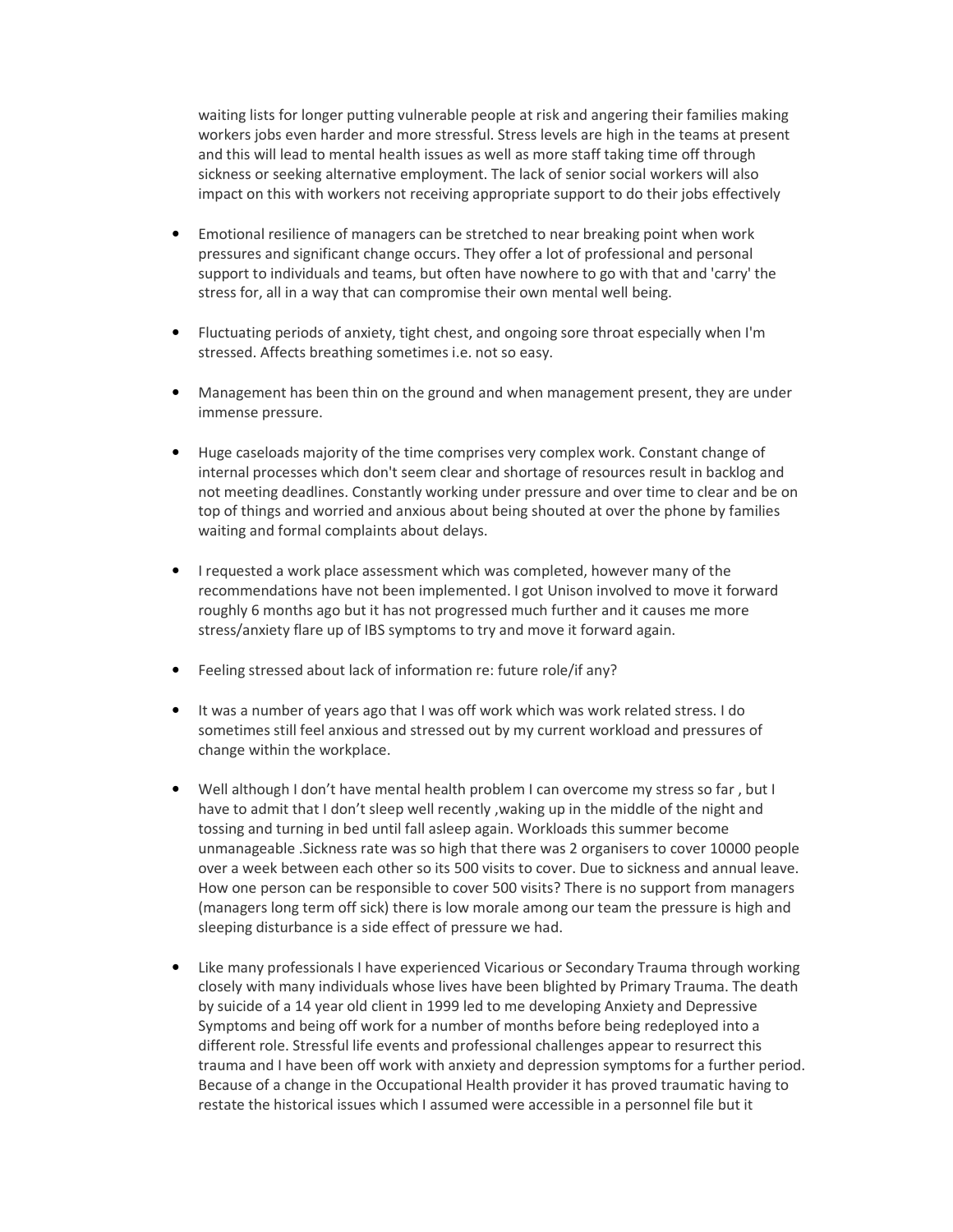waiting lists for longer putting vulnerable people at risk and angering their families making workers jobs even harder and more stressful. Stress levels are high in the teams at present and this will lead to mental health issues as well as more staff taking time off through sickness or seeking alternative employment. The lack of senior social workers will also impact on this with workers not receiving appropriate support to do their jobs effectively

- Emotional resilience of managers can be stretched to near breaking point when work pressures and significant change occurs. They offer a lot of professional and personal support to individuals and teams, but often have nowhere to go with that and 'carry' the stress for, all in a way that can compromise their own mental well being.

- Fluctuating periods of anxiety, tight chest, and ongoing sore throat especially when I'm stressed. Affects breathing sometimes i.e. not so easy.

- Management has been thin on the ground and when management present, they are under immense pressure.

- Huge caseloads majority of the time comprises very complex work. Constant change of internal processes which don't seem clear and shortage of resources result in backlog and not meeting deadlines. Constantly working under pressure and over time to clear and be on top of things and worried and anxious about being shouted at over the phone by families waiting and formal complaints about delays.

- I requested a work place assessment which was completed, however many of the recommendations have not been implemented. I got Unison involved to move it forward roughly 6 months ago but it has not progressed much further and it causes me more stress/anxiety flare up of IBS symptoms to try and move it forward again.

- Feeling stressed about lack of information re: future role/if any?

- It was a number of years ago that I was off work which was work related stress. I do sometimes still feel anxious and stressed out by my current workload and pressures of change within the workplace.

- Well although I don't have mental health problem I can overcome my stress so far , but I have to admit that I don't sleep well recently ,waking up in the middle of the night and tossing and turning in bed until fall asleep again. Workloads this summer become unmanageable .Sickness rate was so high that there was 2 organisers to cover 10000 people over a week between each other so its 500 visits to cover. Due to sickness and annual leave. How one person can be responsible to cover 500 visits? There is no support from managers (managers long term off sick) there is low morale among our team the pressure is high and sleeping disturbance is a side effect of pressure we had.

- Like many professionals I have experienced Vicarious or Secondary Trauma through working closely with many individuals whose lives have been blighted by Primary Trauma. The death by suicide of a 14 year old client in 1999 led to me developing Anxiety and Depressive Symptoms and being off work for a number of months before being redeployed into a different role. Stressful life events and professional challenges appear to resurrect this trauma and I have been off work with anxiety and depression symptoms for a further period. Because of a change in the Occupational Health provider it has proved traumatic having to restate the historical issues which I assumed were accessible in a personnel file but it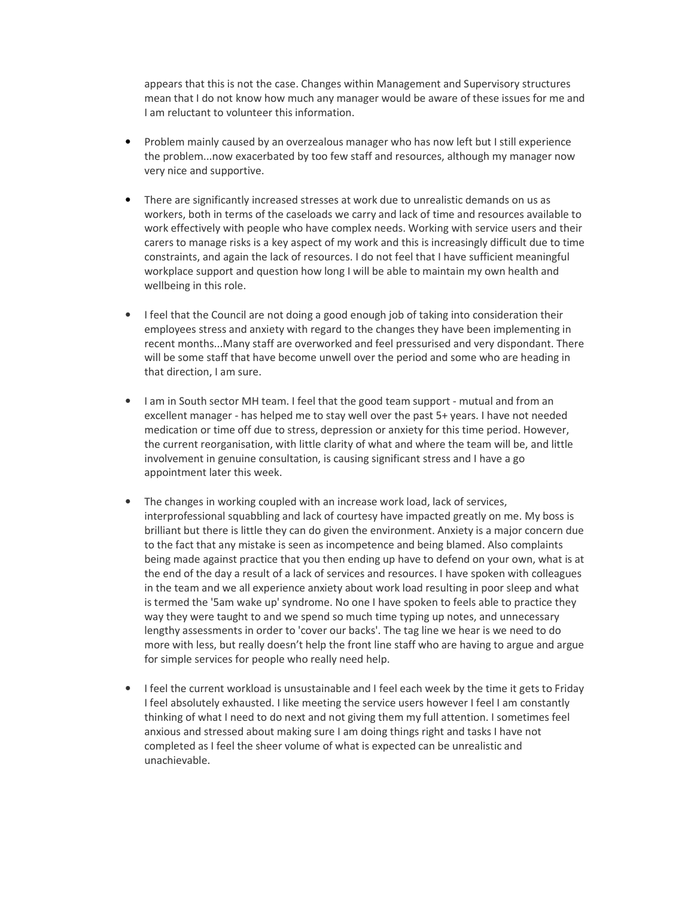appears that this is not the case. Changes within Management and Supervisory structures mean that I do not know how much any manager would be aware of these issues for me and I am reluctant to volunteer this information.

- Problem mainly caused by an overzealous manager who has now left but I still experience the problem...now exacerbated by too few staff and resources, although my manager now very nice and supportive.

- There are significantly increased stresses at work due to unrealistic demands on us as workers, both in terms of the caseloads we carry and lack of time and resources available to work effectively with people who have complex needs. Working with service users and their carers to manage risks is a key aspect of my work and this is increasingly difficult due to time constraints, and again the lack of resources. I do not feel that I have sufficient meaningful workplace support and question how long I will be able to maintain my own health and wellbeing in this role.

- I feel that the Council are not doing a good enough job of taking into consideration their employees stress and anxiety with regard to the changes they have been implementing in recent months...Many staff are overworked and feel pressurised and very dispondant. There will be some staff that have become unwell over the period and some who are heading in that direction, I am sure.

- I am in South sector MH team. I feel that the good team support - mutual and from an excellent manager - has helped me to stay well over the past 5+ years. I have not needed medication or time off due to stress, depression or anxiety for this time period. However, the current reorganisation, with little clarity of what and where the team will be, and little involvement in genuine consultation, is causing significant stress and I have a go appointment later this week.

- The changes in working coupled with an increase work load, lack of services, interprofessional squabbling and lack of courtesy have impacted greatly on me. My boss is brilliant but there is little they can do given the environment. Anxiety is a major concern due to the fact that any mistake is seen as incompetence and being blamed. Also complaints being made against practice that you then ending up have to defend on your own, what is at the end of the day a result of a lack of services and resources. I have spoken with colleagues in the team and we all experience anxiety about work load resulting in poor sleep and what is termed the '5am wake up' syndrome. No one I have spoken to feels able to practice they way they were taught to and we spend so much time typing up notes, and unnecessary lengthy assessments in order to 'cover our backs'. The tag line we hear is we need to do more with less, but really doesn't help the front line staff who are having to argue and argue for simple services for people who really need help.

- I feel the current workload is unsustainable and I feel each week by the time it gets to Friday I feel absolutely exhausted. I like meeting the service users however I feel I am constantly thinking of what I need to do next and not giving them my full attention. I sometimes feel anxious and stressed about making sure I am doing things right and tasks I have not completed as I feel the sheer volume of what is expected can be unrealistic and unachievable.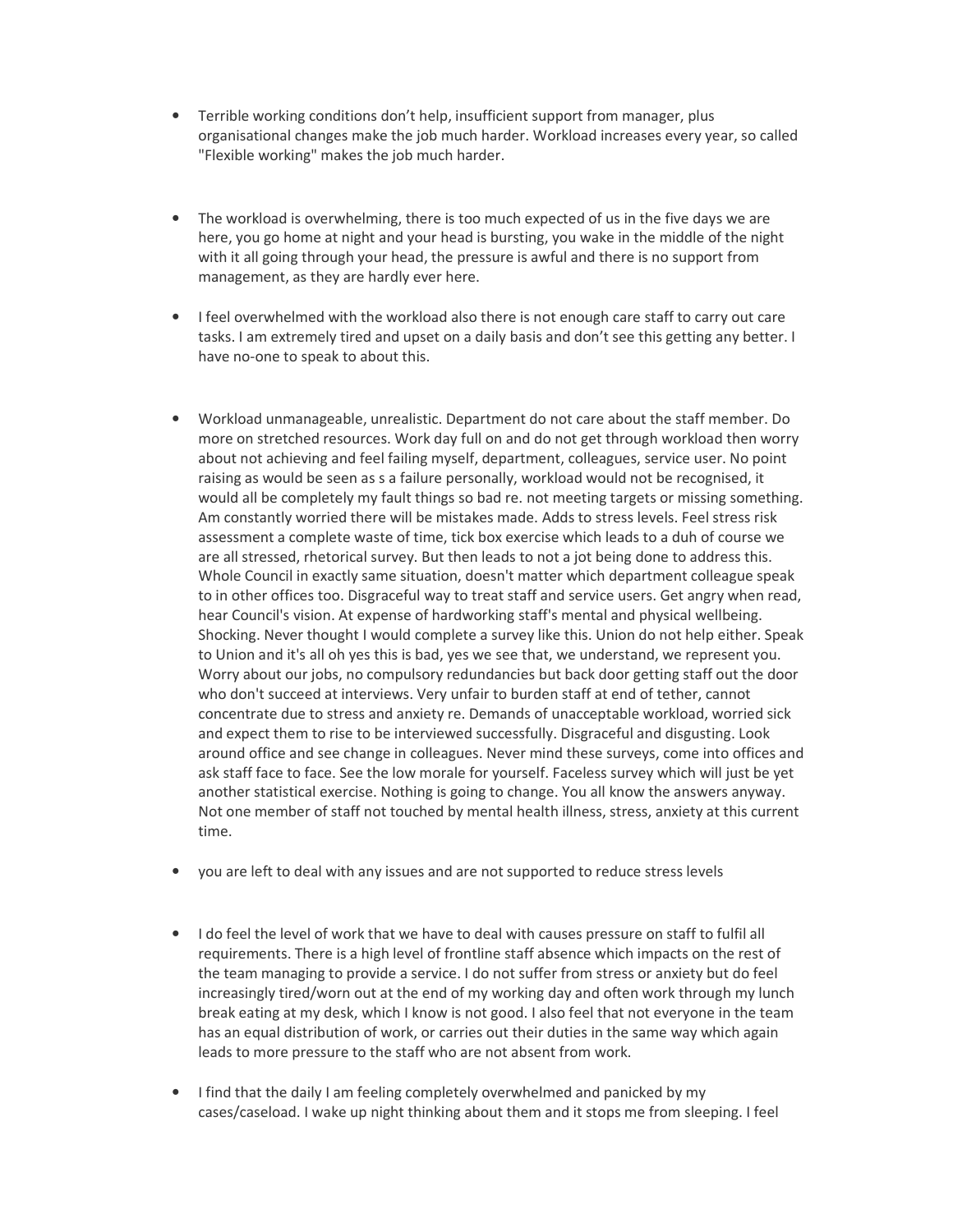- Terrible working conditions don't help, insufficient support from manager, plus organisational changes make the job much harder. Workload increases every year, so called "Flexible working" makes the job much harder.

- The workload is overwhelming, there is too much expected of us in the five days we are here, you go home at night and your head is bursting, you wake in the middle of the night with it all going through your head, the pressure is awful and there is no support from management, as they are hardly ever here.

- I feel overwhelmed with the workload also there is not enough care staff to carry out care tasks. I am extremely tired and upset on a daily basis and don't see this getting any better. I have no-one to speak to about this.

- Workload unmanageable, unrealistic. Department do not care about the staff member. Do more on stretched resources. Work day full on and do not get through workload then worry about not achieving and feel failing myself, department, colleagues, service user. No point raising as would be seen as s a failure personally, workload would not be recognised, it would all be completely my fault things so bad re. not meeting targets or missing something. Am constantly worried there will be mistakes made. Adds to stress levels. Feel stress risk assessment a complete waste of time, tick box exercise which leads to a duh of course we are all stressed, rhetorical survey. But then leads to not a jot being done to address this. Whole Council in exactly same situation, doesn't matter which department colleague speak to in other offices too. Disgraceful way to treat staff and service users. Get angry when read, hear Council's vision. At expense of hardworking staff's mental and physical wellbeing. Shocking. Never thought I would complete a survey like this. Union do not help either. Speak to Union and it's all oh yes this is bad, yes we see that, we understand, we represent you. Worry about our jobs, no compulsory redundancies but back door getting staff out the door who don't succeed at interviews. Very unfair to burden staff at end of tether, cannot concentrate due to stress and anxiety re. Demands of unacceptable workload, worried sick and expect them to rise to be interviewed successfully. Disgraceful and disgusting. Look around office and see change in colleagues. Never mind these surveys, come into offices and ask staff face to face. See the low morale for yourself. Faceless survey which will just be yet another statistical exercise. Nothing is going to change. You all know the answers anyway. Not one member of staff not touched by mental health illness, stress, anxiety at this current time.

- you are left to deal with any issues and are not supported to reduce stress levels

- I do feel the level of work that we have to deal with causes pressure on staff to fulfil all requirements. There is a high level of frontline staff absence which impacts on the rest of the team managing to provide a service. I do not suffer from stress or anxiety but do feel increasingly tired/worn out at the end of my working day and often work through my lunch break eating at my desk, which I know is not good. I also feel that not everyone in the team has an equal distribution of work, or carries out their duties in the same way which again leads to more pressure to the staff who are not absent from work.

- I find that the daily I am feeling completely overwhelmed and panicked by my cases/caseload. I wake up night thinking about them and it stops me from sleeping. I feel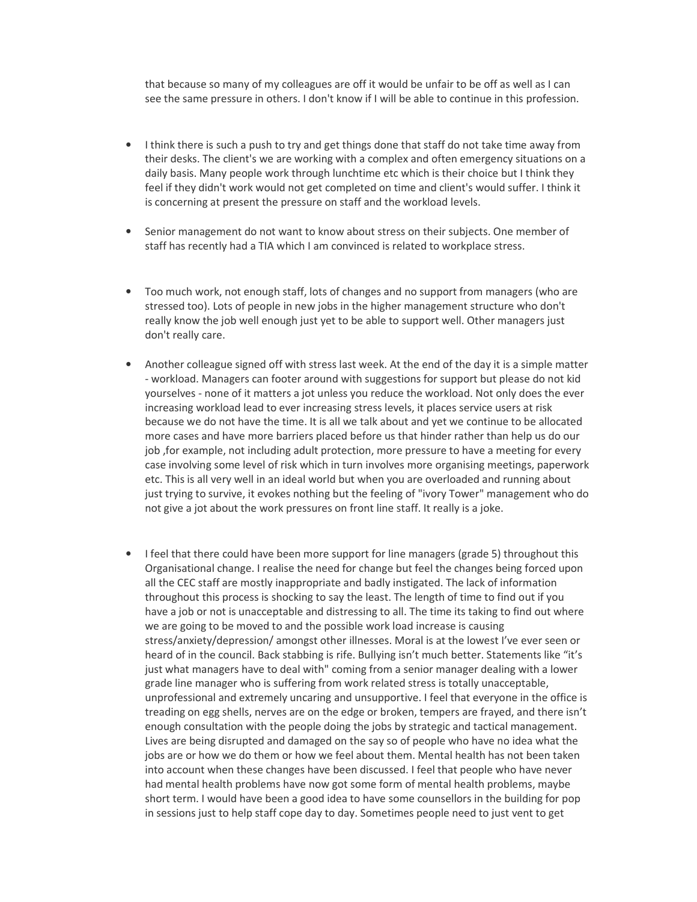that because so many of my colleagues are off it would be unfair to be off as well as I can see the same pressure in others. I don't know if I will be able to continue in this profession.

- I think there is such a push to try and get things done that staff do not take time away from their desks. The client's we are working with a complex and often emergency situations on a daily basis. Many people work through lunchtime etc which is their choice but I think they feel if they didn't work would not get completed on time and client's would suffer. I think it is concerning at present the pressure on staff and the workload levels.

- Senior management do not want to know about stress on their subjects. One member of staff has recently had a TIA which I am convinced is related to workplace stress.

- Too much work, not enough staff, lots of changes and no support from managers (who are stressed too). Lots of people in new jobs in the higher management structure who don't really know the job well enough just yet to be able to support well. Other managers just don't really care.

- Another colleague signed off with stress last week. At the end of the day it is a simple matter - workload. Managers can footer around with suggestions for support but please do not kid yourselves - none of it matters a jot unless you reduce the workload. Not only does the ever increasing workload lead to ever increasing stress levels, it places service users at risk because we do not have the time. It is all we talk about and yet we continue to be allocated more cases and have more barriers placed before us that hinder rather than help us do our job ,for example, not including adult protection, more pressure to have a meeting for every case involving some level of risk which in turn involves more organising meetings, paperwork etc. This is all very well in an ideal world but when you are overloaded and running about just trying to survive, it evokes nothing but the feeling of "ivory Tower" management who do not give a jot about the work pressures on front line staff. It really is a joke.

- I feel that there could have been more support for line managers (grade 5) throughout this Organisational change. I realise the need for change but feel the changes being forced upon all the CEC staff are mostly inappropriate and badly instigated. The lack of information throughout this process is shocking to say the least. The length of time to find out if you have a job or not is unacceptable and distressing to all. The time its taking to find out where we are going to be moved to and the possible work load increase is causing stress/anxiety/depression/ amongst other illnesses. Moral is at the lowest I've ever seen or heard of in the council. Back stabbing is rife. Bullying isn't much better. Statements like "it's just what managers have to deal with" coming from a senior manager dealing with a lower grade line manager who is suffering from work related stress is totally unacceptable, unprofessional and extremely uncaring and unsupportive. I feel that everyone in the office is treading on egg shells, nerves are on the edge or broken, tempers are frayed, and there isn't enough consultation with the people doing the jobs by strategic and tactical management. Lives are being disrupted and damaged on the say so of people who have no idea what the jobs are or how we do them or how we feel about them. Mental health has not been taken into account when these changes have been discussed. I feel that people who have never had mental health problems have now got some form of mental health problems, maybe short term. I would have been a good idea to have some counsellors in the building for pop in sessions just to help staff cope day to day. Sometimes people need to just vent to get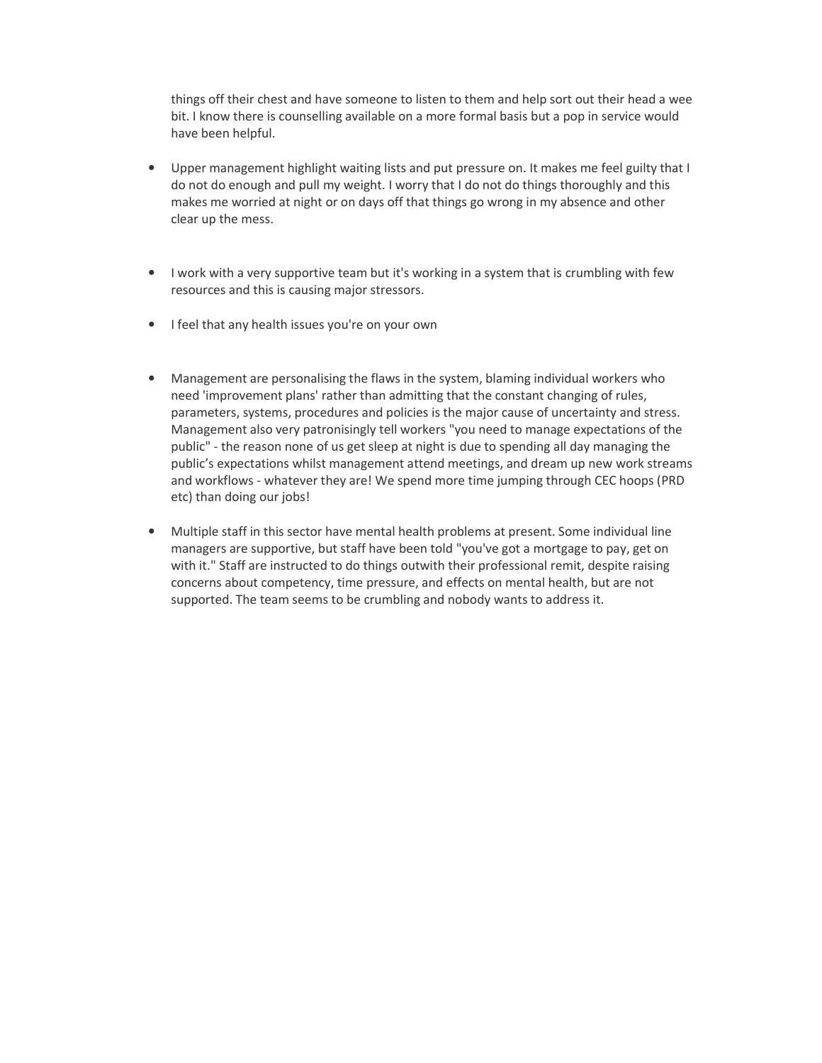things off their chest and have someone to listen to them and help sort out their head a wee bit. I know there is counselling available on a more formal basis but a pop in service would have been helpful.

- Upper management highlight waiting lists and put pressure on. It makes me feel guilty that I do not do enough and pull my weight. I worry that I do not do things thoroughly and this makes me worried at night or on days off that things go wrong in my absence and other clear up the mess.

- I work with a very supportive team but it's working in a system that is crumbling with few resources and this is causing major stressors.

- I feel that any health issues you're on your own

- Management are personalising the flaws in the system, blaming individual workers who need 'improvement plans' rather than admitting that the constant changing of rules, parameters, systems, procedures and policies is the major cause of uncertainty and stress. Management also very patronisingly tell workers "you need to manage expectations of the public" - the reason none of us get sleep at night is due to spending all day managing the public's expectations whilst management attend meetings, and dream up new work streams and workflows - whatever they are! We spend more time jumping through CEC hoops (PRD etc) than doing our jobs!

- Multiple staff in this sector have mental health problems at present. Some individual line managers are supportive, but staff have been told "you've got a mortgage to pay, get on with it." Staff are instructed to do things outwith their professional remit, despite raising concerns about competency, time pressure, and effects on mental health, but are not supported. The team seems to be crumbling and nobody wants to address it.